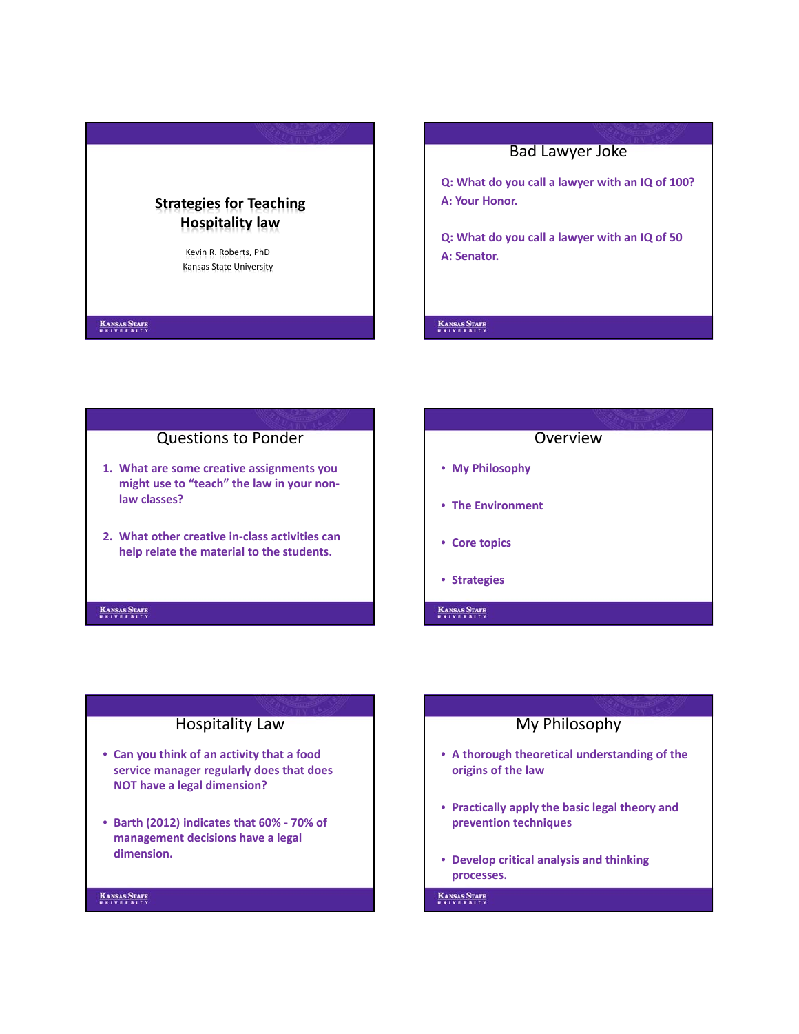# Strategies for Teaching Hospitality law

Kevin R. Roberts, PhD
Kansas State University

## Bad Lawyer Joke

**Q: What do you call a lawyer with an IQ of 100?**
**A: Your Honor.**

**Q: What do you call a lawyer with an IQ of 50**
**A: Senator.**

## Questions to Ponder

1. **What are some creative assignments you might use to "teach" the law in your non-law classes?**
2. **What other creative in-class activities can help relate the material to the students.**

## Overview

- **My Philosophy**
- **The Environment**
- **Core topics**
- **Strategies**

## Hospitality Law

- **Can you think of an activity that a food service manager regularly does that does NOT have a legal dimension?**
- **Barth (2012) indicates that 60% - 70% of management decisions have a legal dimension.**

## My Philosophy

- **A thorough theoretical understanding of the origins of the law**
- **Practically apply the basic legal theory and prevention techniques**
- **Develop critical analysis and thinking processes.**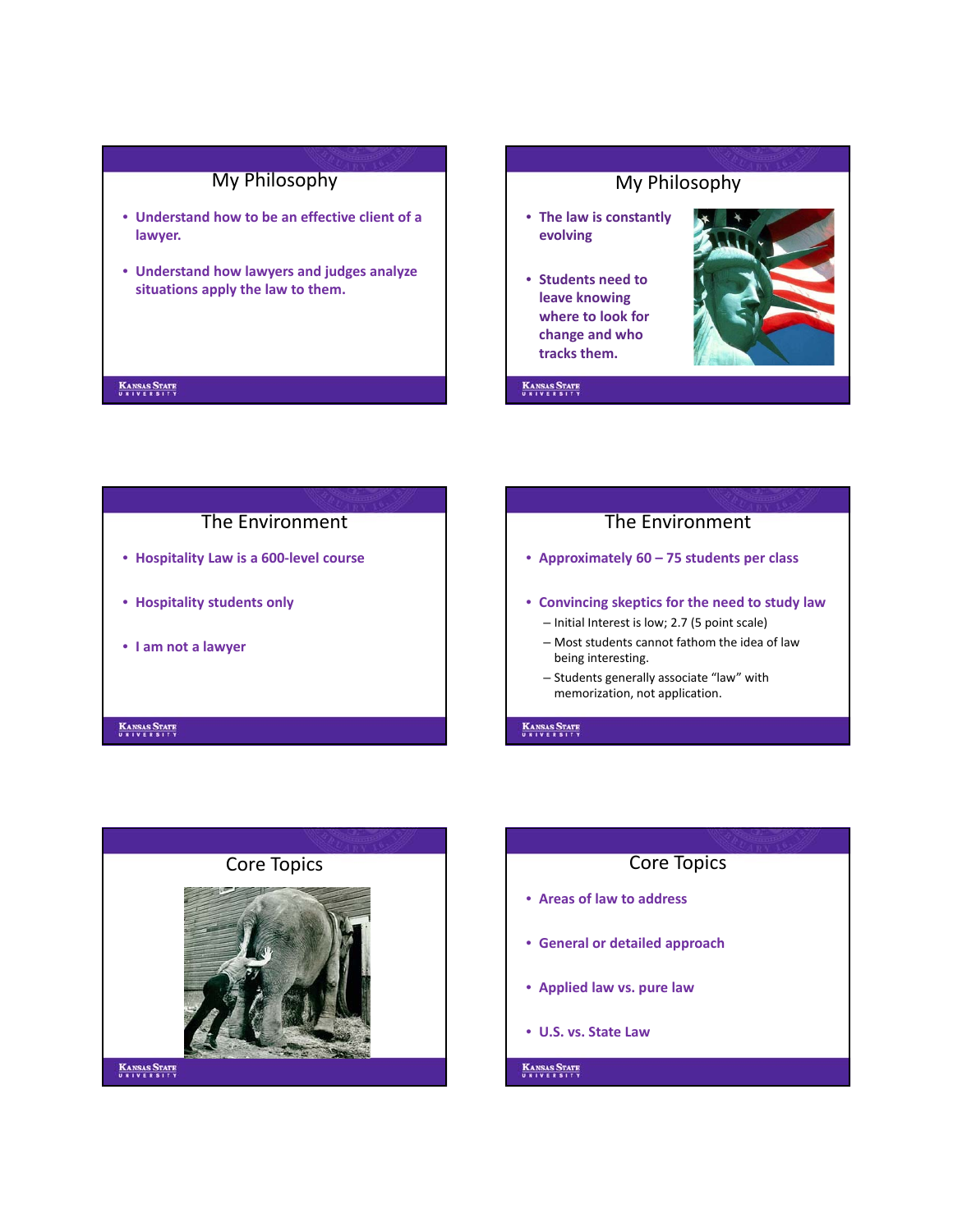## My Philosophy

- Understand how to be an effective client of a lawyer.
- Understand how lawyers and judges analyze situations apply the law to them.

## My Philosophy

- The law is constantly evolving
- Students need to leave knowing where to look for change and who tracks them.

## The Environment

- Hospitality Law is a 600-level course
- Hospitality students only
- I am not a lawyer

## The Environment

- Approximately 60 – 75 students per class
- Convincing skeptics for the need to study law
  - Initial Interest is low; 2.7 (5 point scale)
  - Most students cannot fathom the idea of law being interesting.
  - Students generally associate "law" with memorization, not application.

## Core Topics

## Core Topics

- Areas of law to address
- General or detailed approach
- Applied law vs. pure law
- U.S. vs. State Law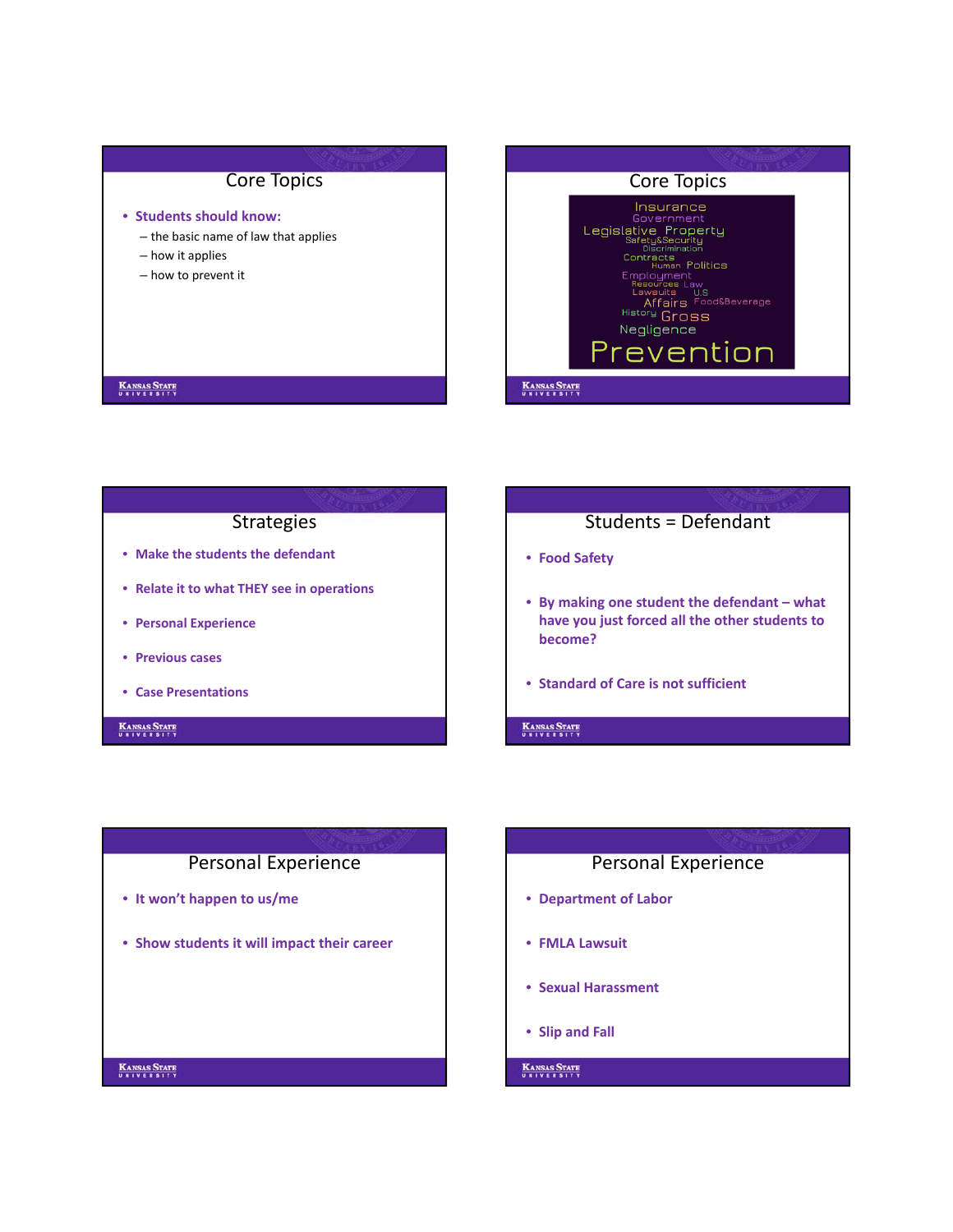## Core Topics

- **Students should know:**
  - the basic name of law that applies
  - how it applies
  - how to prevent it

## Core Topics

Insurance
Government
Legislative Property
Safety&Security
Discrimination
Contracts
Human Politics
Employment
Resources Law
Lawsuits U.S
Affairs Food&Beverage
History Gross
Negligence
Prevention

## Strategies

- **Make the students the defendant**
- **Relate it to what THEY see in operations**
- **Personal Experience**
- **Previous cases**
- **Case Presentations**

## Students = Defendant

- **Food Safety**
- **By making one student the defendant – what have you just forced all the other students to become?**
- **Standard of Care is not sufficient**

## Personal Experience

- **It won't happen to us/me**
- **Show students it will impact their career**

## Personal Experience

- **Department of Labor**
- **FMLA Lawsuit**
- **Sexual Harassment**
- **Slip and Fall**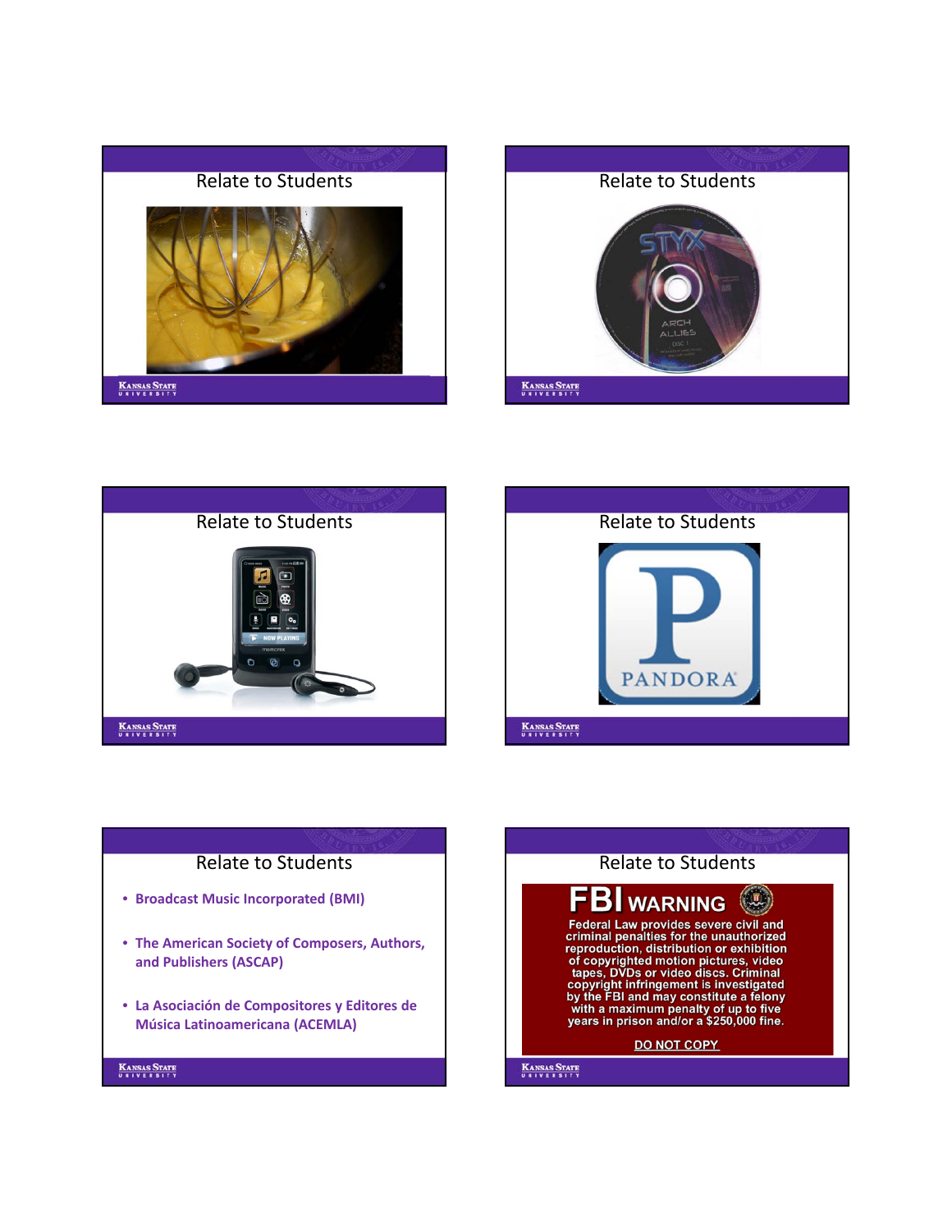## Relate to Students

## Relate to Students

## Relate to Students

## Relate to Students

## Relate to Students

- Broadcast Music Incorporated (BMI)
- The American Society of Composers, Authors, and Publishers (ASCAP)
- La Asociación de Compositores y Editores de Música Latinoamericana (ACEMLA)

## Relate to Students

**FBI WARNING**

Federal Law provides severe civil and criminal penalties for the unauthorized reproduction, distribution or exhibition of copyrighted motion pictures, video tapes, DVDs or video discs. Criminal copyright infringement is investigated by the FBI and may constitute a felony with a maximum penalty of up to five years in prison and/or a $250,000 fine.

DO NOT COPY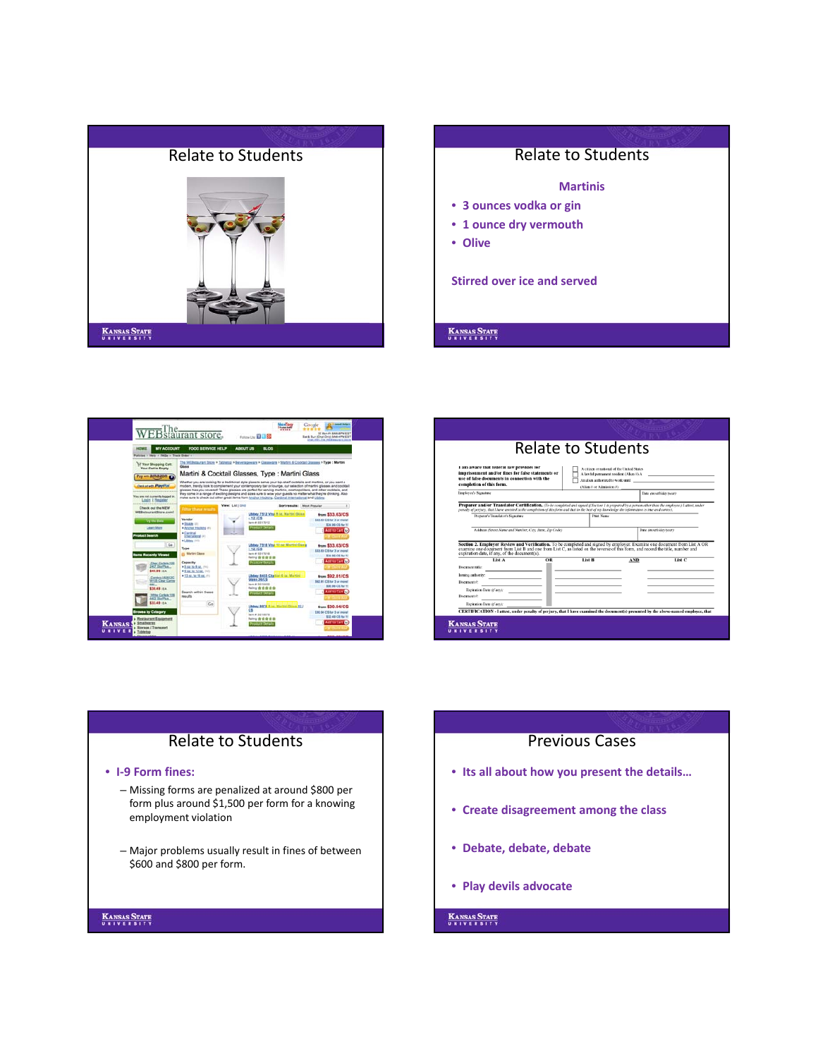## Relate to Students

## Relate to Students

**Martinis**

- **3 ounces vodka or gin**
- **1 ounce dry vermouth**
- **Olive**

**Stirred over ice and served**

## Relate to Students

## Relate to Students

- **I-9 Form fines:**
  - Missing forms are penalized at around $800 per form plus around $1,500 per form for a knowing employment violation
  - Major problems usually result in fines of between $600 and $800 per form.

## Previous Cases

- **Its all about how you present the details…**
- **Create disagreement among the class**
- **Debate, debate, debate**
- **Play devils advocate**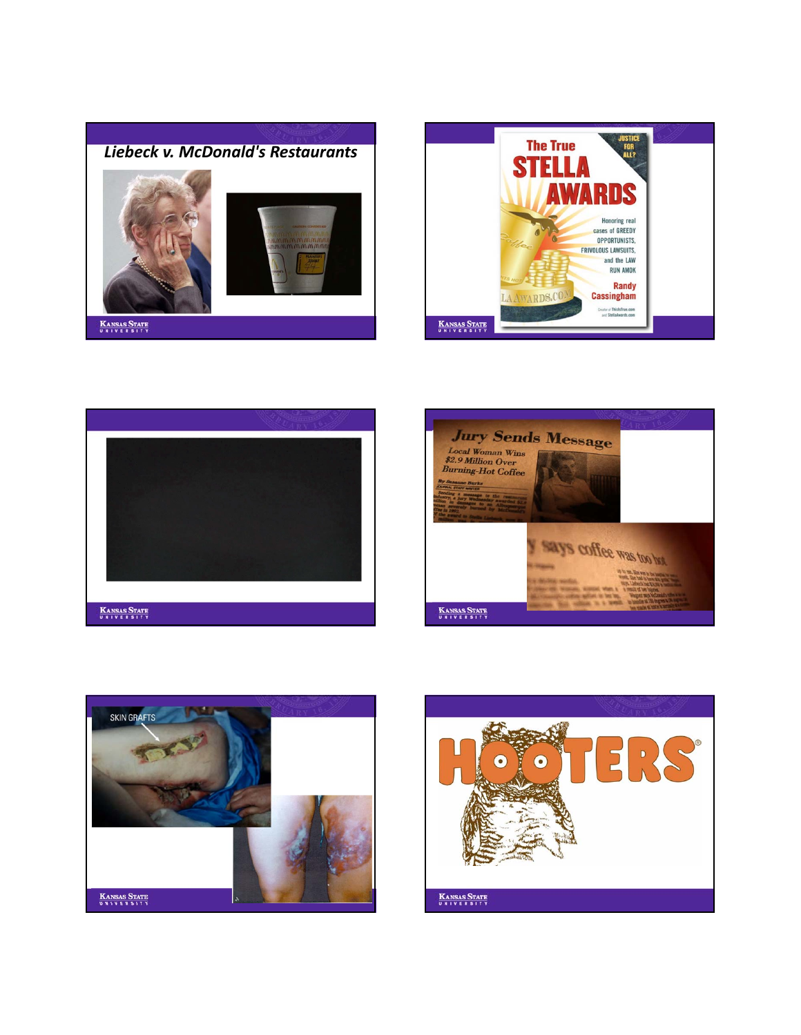## *Liebeck v. McDonald's Restaurants*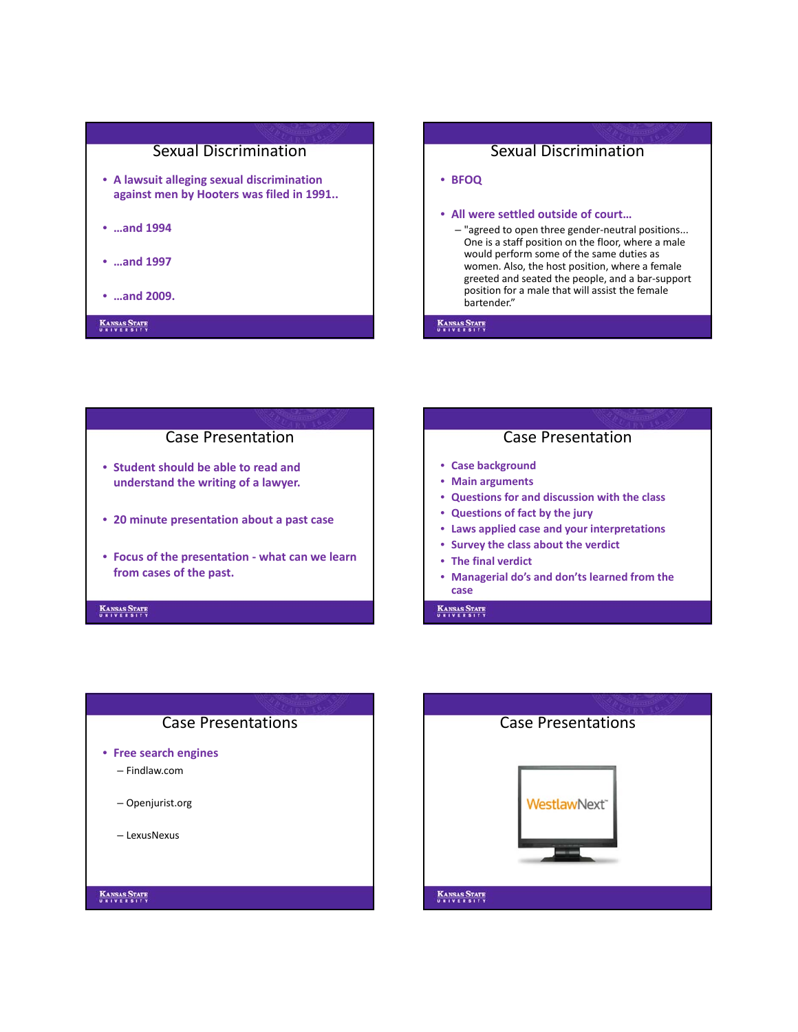## Sexual Discrimination

- A lawsuit alleging sexual discrimination against men by Hooters was filed in 1991..
- …and 1994
- …and 1997
- …and 2009.

## Sexual Discrimination

- BFOQ
- All were settled outside of court…
  - "agreed to open three gender-neutral positions... One is a staff position on the floor, where a male would perform some of the same duties as women. Also, the host position, where a female greeted and seated the people, and a bar-support position for a male that will assist the female bartender."

## Case Presentation

- Student should be able to read and understand the writing of a lawyer.
- 20 minute presentation about a past case
- Focus of the presentation - what can we learn from cases of the past.

## Case Presentation

- Case background
- Main arguments
- Questions for and discussion with the class
- Questions of fact by the jury
- Laws applied case and your interpretations
- Survey the class about the verdict
- The final verdict
- Managerial do's and don'ts learned from the case

## Case Presentations

- Free search engines
  - Findlaw.com
  - Openjurist.org
  - LexusNexus

## Case Presentations

WestlawNext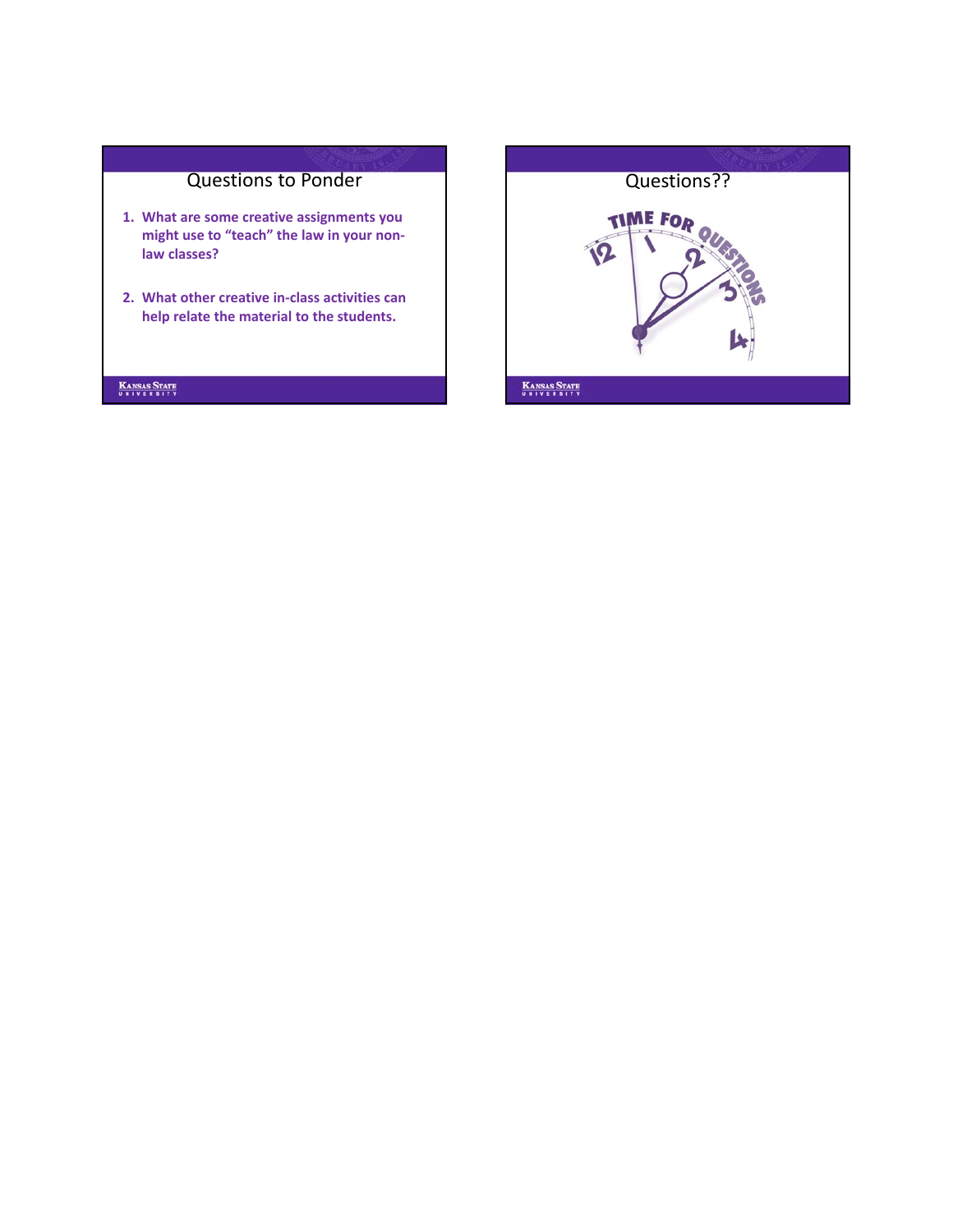## Questions to Ponder

1. **What are some creative assignments you might use to "teach" the law in your non-law classes?**

2. **What other creative in-class activities can help relate the material to the students.**

## Questions??

TIME FOR QUESTIONS